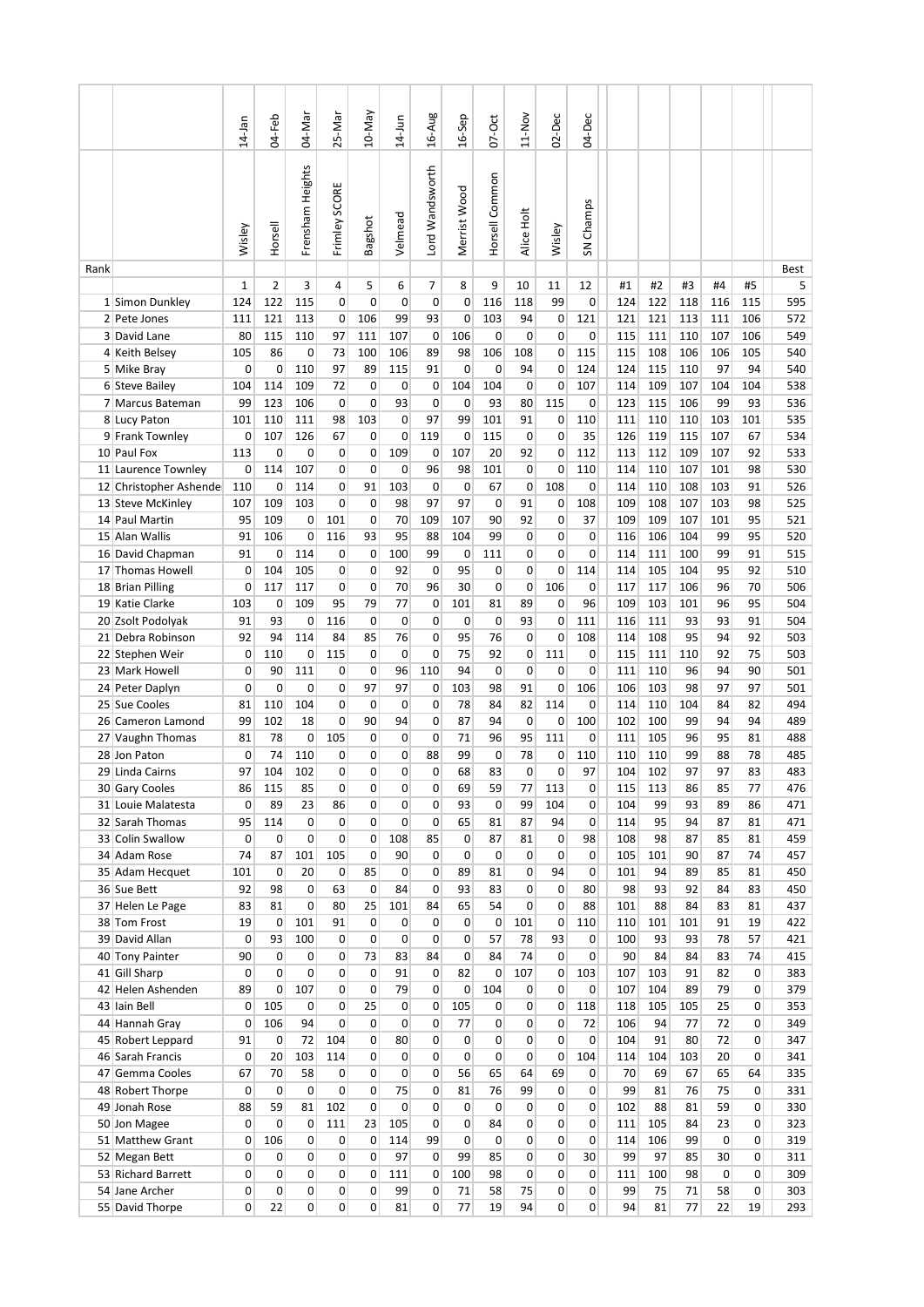| Rank | | 14-Jan | 04-Feb | 04-Mar | 25-Mar | 10-May | 14-Jun | 16-Aug | 16-Sep | 07-Oct | 11-Nov | 02-Dec | 04-Dec | | | | | | |
|---|---|---|---|---|---|---|---|---|---|---|---|---|---|---|---|---|---|---|---|
| | | Wisley | Horsell | Frensham Heights | Frimley SCORE | Bagshot | Velmead | Lord Wandsworth | Merrist Wood | Horsell Common | Alice Holt | Wisley | SN Champs | | | | | | Best |
| | | 1 | 2 | 3 | 4 | 5 | 6 | 7 | 8 | 9 | 10 | 11 | 12 | #1 | #2 | #3 | #4 | #5 | 5 |
| 1 | Simon Dunkley | 124 | 122 | 115 | 0 | 0 | 0 | 0 | 0 | 116 | 118 | 99 | 0 | 124 | 122 | 118 | 116 | 115 | 595 |
| 2 | Pete Jones | 111 | 121 | 113 | 0 | 106 | 99 | 93 | 0 | 103 | 94 | 0 | 121 | 121 | 121 | 113 | 111 | 106 | 572 |
| 3 | David Lane | 80 | 115 | 110 | 97 | 111 | 107 | 0 | 106 | 0 | 0 | 0 | 0 | 115 | 111 | 110 | 107 | 106 | 549 |
| 4 | Keith Belsey | 105 | 86 | 0 | 73 | 100 | 106 | 89 | 98 | 106 | 108 | 0 | 115 | 115 | 108 | 106 | 106 | 105 | 540 |
| 5 | Mike Bray | 0 | 0 | 110 | 97 | 89 | 115 | 91 | 0 | 0 | 94 | 0 | 124 | 124 | 115 | 110 | 97 | 94 | 540 |
| 6 | Steve Bailey | 104 | 114 | 109 | 72 | 0 | 0 | 0 | 104 | 104 | 0 | 0 | 107 | 114 | 109 | 107 | 104 | 104 | 538 |
| 7 | Marcus Bateman | 99 | 123 | 106 | 0 | 0 | 93 | 0 | 0 | 93 | 80 | 115 | 0 | 123 | 115 | 106 | 99 | 93 | 536 |
| 8 | Lucy Paton | 101 | 110 | 111 | 98 | 103 | 0 | 97 | 99 | 101 | 91 | 0 | 110 | 111 | 110 | 110 | 103 | 101 | 535 |
| 9 | Frank Townley | 0 | 107 | 126 | 67 | 0 | 0 | 119 | 0 | 115 | 0 | 0 | 35 | 126 | 119 | 115 | 107 | 67 | 534 |
| 10 | Paul Fox | 113 | 0 | 0 | 0 | 0 | 109 | 0 | 107 | 20 | 92 | 0 | 112 | 113 | 112 | 109 | 107 | 92 | 533 |
| 11 | Laurence Townley | 0 | 114 | 107 | 0 | 0 | 0 | 96 | 98 | 101 | 0 | 0 | 110 | 114 | 110 | 107 | 101 | 98 | 530 |
| 12 | Christopher Ashende | 110 | 0 | 114 | 0 | 91 | 103 | 0 | 0 | 67 | 0 | 108 | 0 | 114 | 110 | 108 | 103 | 91 | 526 |
| 13 | Steve McKinley | 107 | 109 | 103 | 0 | 0 | 98 | 97 | 97 | 0 | 91 | 0 | 108 | 109 | 108 | 107 | 103 | 98 | 525 |
| 14 | Paul Martin | 95 | 109 | 0 | 101 | 0 | 70 | 109 | 107 | 90 | 92 | 0 | 37 | 109 | 109 | 107 | 101 | 95 | 521 |
| 15 | Alan Wallis | 91 | 106 | 0 | 116 | 93 | 95 | 88 | 104 | 99 | 0 | 0 | 0 | 116 | 106 | 104 | 99 | 95 | 520 |
| 16 | David Chapman | 91 | 0 | 114 | 0 | 0 | 100 | 99 | 0 | 111 | 0 | 0 | 0 | 114 | 111 | 100 | 99 | 91 | 515 |
| 17 | Thomas Howell | 0 | 104 | 105 | 0 | 0 | 92 | 0 | 95 | 0 | 0 | 0 | 114 | 114 | 105 | 104 | 95 | 92 | 510 |
| 18 | Brian Pilling | 0 | 117 | 117 | 0 | 0 | 70 | 96 | 30 | 0 | 0 | 106 | 0 | 117 | 117 | 106 | 96 | 70 | 506 |
| 19 | Katie Clarke | 103 | 0 | 109 | 95 | 79 | 77 | 0 | 101 | 81 | 89 | 0 | 96 | 109 | 103 | 101 | 96 | 95 | 504 |
| 20 | Zsolt Podolyak | 91 | 93 | 0 | 116 | 0 | 0 | 0 | 0 | 0 | 93 | 0 | 111 | 116 | 111 | 93 | 93 | 91 | 504 |
| 21 | Debra Robinson | 92 | 94 | 114 | 84 | 85 | 76 | 0 | 95 | 76 | 0 | 0 | 108 | 114 | 108 | 95 | 94 | 92 | 503 |
| 22 | Stephen Weir | 0 | 110 | 0 | 115 | 0 | 0 | 0 | 75 | 92 | 0 | 111 | 0 | 115 | 111 | 110 | 92 | 75 | 503 |
| 23 | Mark Howell | 0 | 90 | 111 | 0 | 0 | 96 | 110 | 94 | 0 | 0 | 0 | 0 | 111 | 110 | 96 | 94 | 90 | 501 |
| 24 | Peter Daplyn | 0 | 0 | 0 | 0 | 97 | 97 | 0 | 103 | 98 | 91 | 0 | 106 | 106 | 103 | 98 | 97 | 97 | 501 |
| 25 | Sue Cooles | 81 | 110 | 104 | 0 | 0 | 0 | 0 | 78 | 84 | 82 | 114 | 0 | 114 | 110 | 104 | 84 | 82 | 494 |
| 26 | Cameron Lamond | 99 | 102 | 18 | 0 | 90 | 94 | 0 | 87 | 94 | 0 | 0 | 100 | 102 | 100 | 99 | 94 | 94 | 489 |
| 27 | Vaughn Thomas | 81 | 78 | 0 | 105 | 0 | 0 | 0 | 71 | 96 | 95 | 111 | 0 | 111 | 105 | 96 | 95 | 81 | 488 |
| 28 | Jon Paton | 0 | 74 | 110 | 0 | 0 | 0 | 88 | 99 | 0 | 78 | 0 | 110 | 110 | 110 | 99 | 88 | 78 | 485 |
| 29 | Linda Cairns | 97 | 104 | 102 | 0 | 0 | 0 | 0 | 68 | 83 | 0 | 0 | 97 | 104 | 102 | 97 | 97 | 83 | 483 |
| 30 | Gary Cooles | 86 | 115 | 85 | 0 | 0 | 0 | 0 | 69 | 59 | 77 | 113 | 0 | 115 | 113 | 86 | 85 | 77 | 476 |
| 31 | Louie Malatesta | 0 | 89 | 23 | 86 | 0 | 0 | 0 | 93 | 0 | 99 | 104 | 0 | 104 | 99 | 93 | 89 | 86 | 471 |
| 32 | Sarah Thomas | 95 | 114 | 0 | 0 | 0 | 0 | 0 | 65 | 81 | 87 | 94 | 0 | 114 | 95 | 94 | 87 | 81 | 471 |
| 33 | Colin Swallow | 0 | 0 | 0 | 0 | 0 | 108 | 85 | 0 | 87 | 81 | 0 | 98 | 108 | 98 | 87 | 85 | 81 | 459 |
| 34 | Adam Rose | 74 | 87 | 101 | 105 | 0 | 90 | 0 | 0 | 0 | 0 | 0 | 0 | 105 | 101 | 90 | 87 | 74 | 457 |
| 35 | Adam Hecquet | 101 | 0 | 20 | 0 | 85 | 0 | 0 | 89 | 81 | 0 | 94 | 0 | 101 | 94 | 89 | 85 | 81 | 450 |
| 36 | Sue Bett | 92 | 98 | 0 | 63 | 0 | 84 | 0 | 93 | 83 | 0 | 0 | 80 | 98 | 93 | 92 | 84 | 83 | 450 |
| 37 | Helen Le Page | 83 | 81 | 0 | 80 | 25 | 101 | 84 | 65 | 54 | 0 | 0 | 88 | 101 | 88 | 84 | 83 | 81 | 437 |
| 38 | Tom Frost | 19 | 0 | 101 | 91 | 0 | 0 | 0 | 0 | 0 | 101 | 0 | 110 | 110 | 101 | 101 | 91 | 19 | 422 |
| 39 | David Allan | 0 | 93 | 100 | 0 | 0 | 0 | 0 | 0 | 57 | 78 | 93 | 0 | 100 | 93 | 93 | 78 | 57 | 421 |
| 40 | Tony Painter | 90 | 0 | 0 | 0 | 73 | 83 | 84 | 0 | 84 | 74 | 0 | 0 | 90 | 84 | 84 | 83 | 74 | 415 |
| 41 | Gill Sharp | 0 | 0 | 0 | 0 | 0 | 91 | 0 | 82 | 0 | 107 | 0 | 103 | 107 | 103 | 91 | 82 | 0 | 383 |
| 42 | Helen Ashenden | 89 | 0 | 107 | 0 | 0 | 79 | 0 | 0 | 104 | 0 | 0 | 0 | 107 | 104 | 89 | 79 | 0 | 379 |
| 43 | Iain Bell | 0 | 105 | 0 | 0 | 25 | 0 | 0 | 105 | 0 | 0 | 0 | 118 | 118 | 105 | 105 | 25 | 0 | 353 |
| 44 | Hannah Gray | 0 | 106 | 94 | 0 | 0 | 0 | 0 | 77 | 0 | 0 | 0 | 72 | 106 | 94 | 77 | 72 | 0 | 349 |
| 45 | Robert Leppard | 91 | 0 | 72 | 104 | 0 | 80 | 0 | 0 | 0 | 0 | 0 | 0 | 104 | 91 | 80 | 72 | 0 | 347 |
| 46 | Sarah Francis | 0 | 20 | 103 | 114 | 0 | 0 | 0 | 0 | 0 | 0 | 0 | 104 | 114 | 104 | 103 | 20 | 0 | 341 |
| 47 | Gemma Cooles | 67 | 70 | 58 | 0 | 0 | 0 | 0 | 56 | 65 | 64 | 69 | 0 | 70 | 69 | 67 | 65 | 64 | 335 |
| 48 | Robert Thorpe | 0 | 0 | 0 | 0 | 0 | 75 | 0 | 81 | 76 | 99 | 0 | 0 | 99 | 81 | 76 | 75 | 0 | 331 |
| 49 | Jonah Rose | 88 | 59 | 81 | 102 | 0 | 0 | 0 | 0 | 0 | 0 | 0 | 0 | 102 | 88 | 81 | 59 | 0 | 330 |
| 50 | Jon Magee | 0 | 0 | 0 | 111 | 23 | 105 | 0 | 0 | 84 | 0 | 0 | 0 | 111 | 105 | 84 | 23 | 0 | 323 |
| 51 | Matthew Grant | 0 | 106 | 0 | 0 | 0 | 114 | 99 | 0 | 0 | 0 | 0 | 0 | 114 | 106 | 99 | 0 | 0 | 319 |
| 52 | Megan Bett | 0 | 0 | 0 | 0 | 0 | 97 | 0 | 99 | 85 | 0 | 0 | 30 | 99 | 97 | 85 | 30 | 0 | 311 |
| 53 | Richard Barrett | 0 | 0 | 0 | 0 | 0 | 111 | 0 | 100 | 98 | 0 | 0 | 0 | 111 | 100 | 98 | 0 | 0 | 309 |
| 54 | Jane Archer | 0 | 0 | 0 | 0 | 0 | 99 | 0 | 71 | 58 | 75 | 0 | 0 | 99 | 75 | 71 | 58 | 0 | 303 |
| 55 | David Thorpe | 0 | 22 | 0 | 0 | 0 | 81 | 0 | 77 | 19 | 94 | 0 | 0 | 94 | 81 | 77 | 22 | 19 | 293 |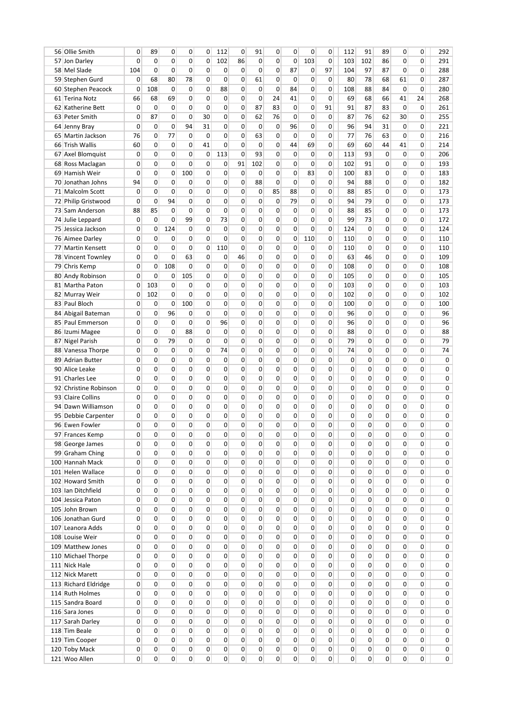| | | | | | | | | | | | | | | | | | | | |
|---|---|---|---|---|---|---|---|---|---|---|---|---|---|---|---|---|---|---|---|
| 56 | Ollie Smith | 0 | 89 | 0 | 0 | 0 | 112 | 0 | 91 | 0 | 0 | 0 | 0 | 112 | 91 | 89 | 0 | 0 | 292 |
| 57 | Jon Darley | 0 | 0 | 0 | 0 | 0 | 102 | 86 | 0 | 0 | 0 | 103 | 0 | 103 | 102 | 86 | 0 | 0 | 291 |
| 58 | Mel Slade | 104 | 0 | 0 | 0 | 0 | 0 | 0 | 0 | 0 | 87 | 0 | 97 | 104 | 97 | 87 | 0 | 0 | 288 |
| 59 | Stephen Gurd | 0 | 68 | 80 | 78 | 0 | 0 | 0 | 61 | 0 | 0 | 0 | 0 | 80 | 78 | 68 | 61 | 0 | 287 |
| 60 | Stephen Peacock | 0 | 108 | 0 | 0 | 0 | 88 | 0 | 0 | 0 | 84 | 0 | 0 | 108 | 88 | 84 | 0 | 0 | 280 |
| 61 | Terina Notz | 66 | 68 | 69 | 0 | 0 | 0 | 0 | 0 | 24 | 41 | 0 | 0 | 69 | 68 | 66 | 41 | 24 | 268 |
| 62 | Katherine Bett | 0 | 0 | 0 | 0 | 0 | 0 | 0 | 87 | 83 | 0 | 0 | 91 | 91 | 87 | 83 | 0 | 0 | 261 |
| 63 | Peter Smith | 0 | 87 | 0 | 0 | 30 | 0 | 0 | 62 | 76 | 0 | 0 | 0 | 87 | 76 | 62 | 30 | 0 | 255 |
| 64 | Jenny Bray | 0 | 0 | 0 | 94 | 31 | 0 | 0 | 0 | 0 | 96 | 0 | 0 | 96 | 94 | 31 | 0 | 0 | 221 |
| 65 | Martin Jackson | 76 | 0 | 77 | 0 | 0 | 0 | 0 | 63 | 0 | 0 | 0 | 0 | 77 | 76 | 63 | 0 | 0 | 216 |
| 66 | Trish Wallis | 60 | 0 | 0 | 0 | 41 | 0 | 0 | 0 | 0 | 44 | 69 | 0 | 69 | 60 | 44 | 41 | 0 | 214 |
| 67 | Axel Blomquist | 0 | 0 | 0 | 0 | 0 | 113 | 0 | 93 | 0 | 0 | 0 | 0 | 113 | 93 | 0 | 0 | 0 | 206 |
| 68 | Ross Maclagan | 0 | 0 | 0 | 0 | 0 | 0 | 91 | 102 | 0 | 0 | 0 | 0 | 102 | 91 | 0 | 0 | 0 | 193 |
| 69 | Hamish Weir | 0 | 0 | 0 | 100 | 0 | 0 | 0 | 0 | 0 | 0 | 83 | 0 | 100 | 83 | 0 | 0 | 0 | 183 |
| 70 | Jonathan Johns | 94 | 0 | 0 | 0 | 0 | 0 | 0 | 88 | 0 | 0 | 0 | 0 | 94 | 88 | 0 | 0 | 0 | 182 |
| 71 | Malcolm Scott | 0 | 0 | 0 | 0 | 0 | 0 | 0 | 0 | 85 | 88 | 0 | 0 | 88 | 85 | 0 | 0 | 0 | 173 |
| 72 | Philip Gristwood | 0 | 0 | 94 | 0 | 0 | 0 | 0 | 0 | 0 | 79 | 0 | 0 | 94 | 79 | 0 | 0 | 0 | 173 |
| 73 | Sam Anderson | 88 | 85 | 0 | 0 | 0 | 0 | 0 | 0 | 0 | 0 | 0 | 0 | 88 | 85 | 0 | 0 | 0 | 173 |
| 74 | Julie Leppard | 0 | 0 | 0 | 99 | 0 | 73 | 0 | 0 | 0 | 0 | 0 | 0 | 99 | 73 | 0 | 0 | 0 | 172 |
| 75 | Jessica Jackson | 0 | 0 | 124 | 0 | 0 | 0 | 0 | 0 | 0 | 0 | 0 | 0 | 124 | 0 | 0 | 0 | 0 | 124 |
| 76 | Aimee Darley | 0 | 0 | 0 | 0 | 0 | 0 | 0 | 0 | 0 | 0 | 110 | 0 | 110 | 0 | 0 | 0 | 0 | 110 |
| 77 | Martin Kensett | 0 | 0 | 0 | 0 | 0 | 110 | 0 | 0 | 0 | 0 | 0 | 0 | 110 | 0 | 0 | 0 | 0 | 110 |
| 78 | Vincent Townley | 0 | 0 | 0 | 63 | 0 | 0 | 46 | 0 | 0 | 0 | 0 | 0 | 63 | 46 | 0 | 0 | 0 | 109 |
| 79 | Chris Kemp | 0 | 0 | 108 | 0 | 0 | 0 | 0 | 0 | 0 | 0 | 0 | 0 | 108 | 0 | 0 | 0 | 0 | 108 |
| 80 | Andy Robinson | 0 | 0 | 0 | 105 | 0 | 0 | 0 | 0 | 0 | 0 | 0 | 0 | 105 | 0 | 0 | 0 | 0 | 105 |
| 81 | Martha Paton | 0 | 103 | 0 | 0 | 0 | 0 | 0 | 0 | 0 | 0 | 0 | 0 | 103 | 0 | 0 | 0 | 0 | 103 |
| 82 | Murray Weir | 0 | 102 | 0 | 0 | 0 | 0 | 0 | 0 | 0 | 0 | 0 | 0 | 102 | 0 | 0 | 0 | 0 | 102 |
| 83 | Paul Bloch | 0 | 0 | 0 | 100 | 0 | 0 | 0 | 0 | 0 | 0 | 0 | 0 | 100 | 0 | 0 | 0 | 0 | 100 |
| 84 | Abigail Bateman | 0 | 0 | 96 | 0 | 0 | 0 | 0 | 0 | 0 | 0 | 0 | 0 | 96 | 0 | 0 | 0 | 0 | 96 |
| 85 | Paul Emmerson | 0 | 0 | 0 | 0 | 0 | 96 | 0 | 0 | 0 | 0 | 0 | 0 | 96 | 0 | 0 | 0 | 0 | 96 |
| 86 | Izumi Magee | 0 | 0 | 0 | 88 | 0 | 0 | 0 | 0 | 0 | 0 | 0 | 0 | 88 | 0 | 0 | 0 | 0 | 88 |
| 87 | Nigel Parish | 0 | 0 | 79 | 0 | 0 | 0 | 0 | 0 | 0 | 0 | 0 | 0 | 79 | 0 | 0 | 0 | 0 | 79 |
| 88 | Vanessa Thorpe | 0 | 0 | 0 | 0 | 0 | 74 | 0 | 0 | 0 | 0 | 0 | 0 | 74 | 0 | 0 | 0 | 0 | 74 |
| 89 | Adrian Butter | 0 | 0 | 0 | 0 | 0 | 0 | 0 | 0 | 0 | 0 | 0 | 0 | 0 | 0 | 0 | 0 | 0 | 0 |
| 90 | Alice Leake | 0 | 0 | 0 | 0 | 0 | 0 | 0 | 0 | 0 | 0 | 0 | 0 | 0 | 0 | 0 | 0 | 0 | 0 |
| 91 | Charles Lee | 0 | 0 | 0 | 0 | 0 | 0 | 0 | 0 | 0 | 0 | 0 | 0 | 0 | 0 | 0 | 0 | 0 | 0 |
| 92 | Christine Robinson | 0 | 0 | 0 | 0 | 0 | 0 | 0 | 0 | 0 | 0 | 0 | 0 | 0 | 0 | 0 | 0 | 0 | 0 |
| 93 | Claire Collins | 0 | 0 | 0 | 0 | 0 | 0 | 0 | 0 | 0 | 0 | 0 | 0 | 0 | 0 | 0 | 0 | 0 | 0 |
| 94 | Dawn Williamson | 0 | 0 | 0 | 0 | 0 | 0 | 0 | 0 | 0 | 0 | 0 | 0 | 0 | 0 | 0 | 0 | 0 | 0 |
| 95 | Debbie Carpenter | 0 | 0 | 0 | 0 | 0 | 0 | 0 | 0 | 0 | 0 | 0 | 0 | 0 | 0 | 0 | 0 | 0 | 0 |
| 96 | Ewen Fowler | 0 | 0 | 0 | 0 | 0 | 0 | 0 | 0 | 0 | 0 | 0 | 0 | 0 | 0 | 0 | 0 | 0 | 0 |
| 97 | Frances Kemp | 0 | 0 | 0 | 0 | 0 | 0 | 0 | 0 | 0 | 0 | 0 | 0 | 0 | 0 | 0 | 0 | 0 | 0 |
| 98 | George James | 0 | 0 | 0 | 0 | 0 | 0 | 0 | 0 | 0 | 0 | 0 | 0 | 0 | 0 | 0 | 0 | 0 | 0 |
| 99 | Graham Ching | 0 | 0 | 0 | 0 | 0 | 0 | 0 | 0 | 0 | 0 | 0 | 0 | 0 | 0 | 0 | 0 | 0 | 0 |
| 100 | Hannah Mack | 0 | 0 | 0 | 0 | 0 | 0 | 0 | 0 | 0 | 0 | 0 | 0 | 0 | 0 | 0 | 0 | 0 | 0 |
| 101 | Helen Wallace | 0 | 0 | 0 | 0 | 0 | 0 | 0 | 0 | 0 | 0 | 0 | 0 | 0 | 0 | 0 | 0 | 0 | 0 |
| 102 | Howard Smith | 0 | 0 | 0 | 0 | 0 | 0 | 0 | 0 | 0 | 0 | 0 | 0 | 0 | 0 | 0 | 0 | 0 | 0 |
| 103 | Ian Ditchfield | 0 | 0 | 0 | 0 | 0 | 0 | 0 | 0 | 0 | 0 | 0 | 0 | 0 | 0 | 0 | 0 | 0 | 0 |
| 104 | Jessica Paton | 0 | 0 | 0 | 0 | 0 | 0 | 0 | 0 | 0 | 0 | 0 | 0 | 0 | 0 | 0 | 0 | 0 | 0 |
| 105 | John Brown | 0 | 0 | 0 | 0 | 0 | 0 | 0 | 0 | 0 | 0 | 0 | 0 | 0 | 0 | 0 | 0 | 0 | 0 |
| 106 | Jonathan Gurd | 0 | 0 | 0 | 0 | 0 | 0 | 0 | 0 | 0 | 0 | 0 | 0 | 0 | 0 | 0 | 0 | 0 | 0 |
| 107 | Leanora Adds | 0 | 0 | 0 | 0 | 0 | 0 | 0 | 0 | 0 | 0 | 0 | 0 | 0 | 0 | 0 | 0 | 0 | 0 |
| 108 | Louise Weir | 0 | 0 | 0 | 0 | 0 | 0 | 0 | 0 | 0 | 0 | 0 | 0 | 0 | 0 | 0 | 0 | 0 | 0 |
| 109 | Matthew Jones | 0 | 0 | 0 | 0 | 0 | 0 | 0 | 0 | 0 | 0 | 0 | 0 | 0 | 0 | 0 | 0 | 0 | 0 |
| 110 | Michael Thorpe | 0 | 0 | 0 | 0 | 0 | 0 | 0 | 0 | 0 | 0 | 0 | 0 | 0 | 0 | 0 | 0 | 0 | 0 |
| 111 | Nick Hale | 0 | 0 | 0 | 0 | 0 | 0 | 0 | 0 | 0 | 0 | 0 | 0 | 0 | 0 | 0 | 0 | 0 | 0 |
| 112 | Nick Marett | 0 | 0 | 0 | 0 | 0 | 0 | 0 | 0 | 0 | 0 | 0 | 0 | 0 | 0 | 0 | 0 | 0 | 0 |
| 113 | Richard Eldridge | 0 | 0 | 0 | 0 | 0 | 0 | 0 | 0 | 0 | 0 | 0 | 0 | 0 | 0 | 0 | 0 | 0 | 0 |
| 114 | Ruth Holmes | 0 | 0 | 0 | 0 | 0 | 0 | 0 | 0 | 0 | 0 | 0 | 0 | 0 | 0 | 0 | 0 | 0 | 0 |
| 115 | Sandra Board | 0 | 0 | 0 | 0 | 0 | 0 | 0 | 0 | 0 | 0 | 0 | 0 | 0 | 0 | 0 | 0 | 0 | 0 |
| 116 | Sara Jones | 0 | 0 | 0 | 0 | 0 | 0 | 0 | 0 | 0 | 0 | 0 | 0 | 0 | 0 | 0 | 0 | 0 | 0 |
| 117 | Sarah Darley | 0 | 0 | 0 | 0 | 0 | 0 | 0 | 0 | 0 | 0 | 0 | 0 | 0 | 0 | 0 | 0 | 0 | 0 |
| 118 | Tim Beale | 0 | 0 | 0 | 0 | 0 | 0 | 0 | 0 | 0 | 0 | 0 | 0 | 0 | 0 | 0 | 0 | 0 | 0 |
| 119 | Tim Cooper | 0 | 0 | 0 | 0 | 0 | 0 | 0 | 0 | 0 | 0 | 0 | 0 | 0 | 0 | 0 | 0 | 0 | 0 |
| 120 | Toby Mack | 0 | 0 | 0 | 0 | 0 | 0 | 0 | 0 | 0 | 0 | 0 | 0 | 0 | 0 | 0 | 0 | 0 | 0 |
| 121 | Woo Allen | 0 | 0 | 0 | 0 | 0 | 0 | 0 | 0 | 0 | 0 | 0 | 0 | 0 | 0 | 0 | 0 | 0 | 0 |